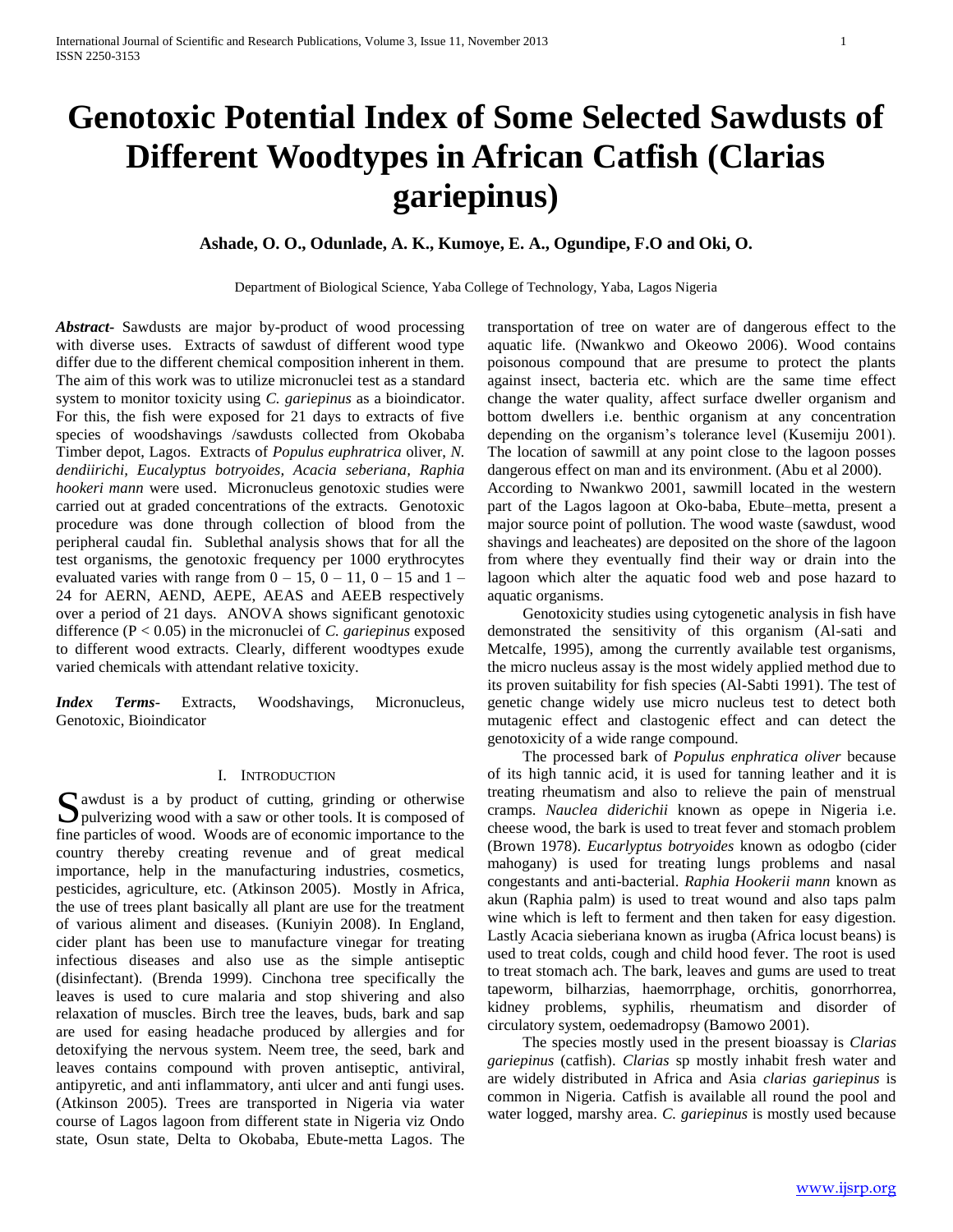# Genotoxic Potential Index of Some Selected Sawdusts of Different Woodtypes in African Catfish (Clarias gariepinus)

**Ashade, O. O., Odunlade, A. K., Kumoye, E. A., Ogundipe, F.O and Oki, O.**

Department of Biological Science, Yaba College of Technology, Yaba, Lagos Nigeria

***Abstract*****-** Sawdusts are major by-product of wood processing with diverse uses. Extracts of sawdust of different wood type differ due to the different chemical composition inherent in them. The aim of this work was to utilize micronuclei test as a standard system to monitor toxicity using *C. gariepinus* as a bioindicator. For this, the fish were exposed for 21 days to extracts of five species of woodshavings /sawdusts collected from Okobaba Timber depot, Lagos. Extracts of *Populus euphratrica* oliver, *N. dendiirichi, Eucalyptus botryoides, Acacia seberiana, Raphia hookeri mann* were used. Micronucleus genotoxic studies were carried out at graded concentrations of the extracts. Genotoxic procedure was done through collection of blood from the peripheral caudal fin. Sublethal analysis shows that for all the test organisms, the genotoxic frequency per 1000 erythrocytes evaluated varies with range from 0 – 15, 0 – 11, 0 – 15 and 1 – 24 for AERN, AEND, AEPE, AEAS and AEEB respectively over a period of 21 days. ANOVA shows significant genotoxic difference ($P < 0.05$) in the micronuclei of *C. gariepinus* exposed to different wood extracts. Clearly, different woodtypes exude varied chemicals with attendant relative toxicity.

***Index Terms*****-** Extracts, Woodshavings, Micronucleus, Genotoxic, Bioindicator

## I. Introduction

Sawdust is a by product of cutting, grinding or otherwise pulverizing wood with a saw or other tools. It is composed of fine particles of wood. Woods are of economic importance to the country thereby creating revenue and of great medical importance, help in the manufacturing industries, cosmetics, pesticides, agriculture, etc. (Atkinson 2005). Mostly in Africa, the use of trees plant basically all plant are use for the treatment of various aliment and diseases. (Kuniyin 2008). In England, cider plant has been use to manufacture vinegar for treating infectious diseases and also use as the simple antiseptic (disinfectant). (Brenda 1999). Cinchona tree specifically the leaves is used to cure malaria and stop shivering and also relaxation of muscles. Birch tree the leaves, buds, bark and sap are used for easing headache produced by allergies and for detoxifying the nervous system. Neem tree, the seed, bark and leaves contains compound with proven antiseptic, antiviral, antipyretic, and anti inflammatory, anti ulcer and anti fungi uses. (Atkinson 2005). Trees are transported in Nigeria via water course of Lagos lagoon from different state in Nigeria viz Ondo state, Osun state, Delta to Okobaba, Ebute-metta Lagos. The transportation of tree on water are of dangerous effect to the aquatic life. (Nwankwo and Okeowo 2006). Wood contains poisonous compound that are presume to protect the plants against insect, bacteria etc. which are the same time effect change the water quality, affect surface dweller organism and bottom dwellers i.e. benthic organism at any concentration depending on the organism's tolerance level (Kusemiju 2001). The location of sawmill at any point close to the lagoon posses dangerous effect on man and its environment. (Abu et al 2000).

According to Nwankwo 2001, sawmill located in the western part of the Lagos lagoon at Oko-baba, Ebute–metta, present a major source point of pollution. The wood waste (sawdust, wood shavings and leacheates) are deposited on the shore of the lagoon from where they eventually find their way or drain into the lagoon which alter the aquatic food web and pose hazard to aquatic organisms.

Genotoxicity studies using cytogenetic analysis in fish have demonstrated the sensitivity of this organism (Al-sati and Metcalfe, 1995), among the currently available test organisms, the micro nucleus assay is the most widely applied method due to its proven suitability for fish species (Al-Sabti 1991). The test of genetic change widely use micro nucleus test to detect both mutagenic effect and clastogenic effect and can detect the genotoxicity of a wide range compound.

The processed bark of *Populus enphratica oliver* because of its high tannic acid, it is used for tanning leather and it is treating rheumatism and also to relieve the pain of menstrual cramps. *Nauclea diderichii* known as opepe in Nigeria i.e. cheese wood, the bark is used to treat fever and stomach problem (Brown 1978). *Eucarlyptus botryoides* known as odogbo (cider mahogany) is used for treating lungs problems and nasal congestants and anti-bacterial. *Raphia Hookerii mann* known as akun (Raphia palm) is used to treat wound and also taps palm wine which is left to ferment and then taken for easy digestion. Lastly Acacia sieberiana known as irugba (Africa locust beans) is used to treat colds, cough and child hood fever. The root is used to treat stomach ach. The bark, leaves and gums are used to treat tapeworm, bilharzias, haemorrphage, orchitis, gonorrhorrea, kidney problems, syphilis, rheumatism and disorder of circulatory system, oedemadropsy (Bamowo 2001).

The species mostly used in the present bioassay is *Clarias gariepinus* (catfish). *Clarias* sp mostly inhabit fresh water and are widely distributed in Africa and Asia *clarias gariepinus* is common in Nigeria. Catfish is available all round the pool and water logged, marshy area. *C. gariepinus* is mostly used because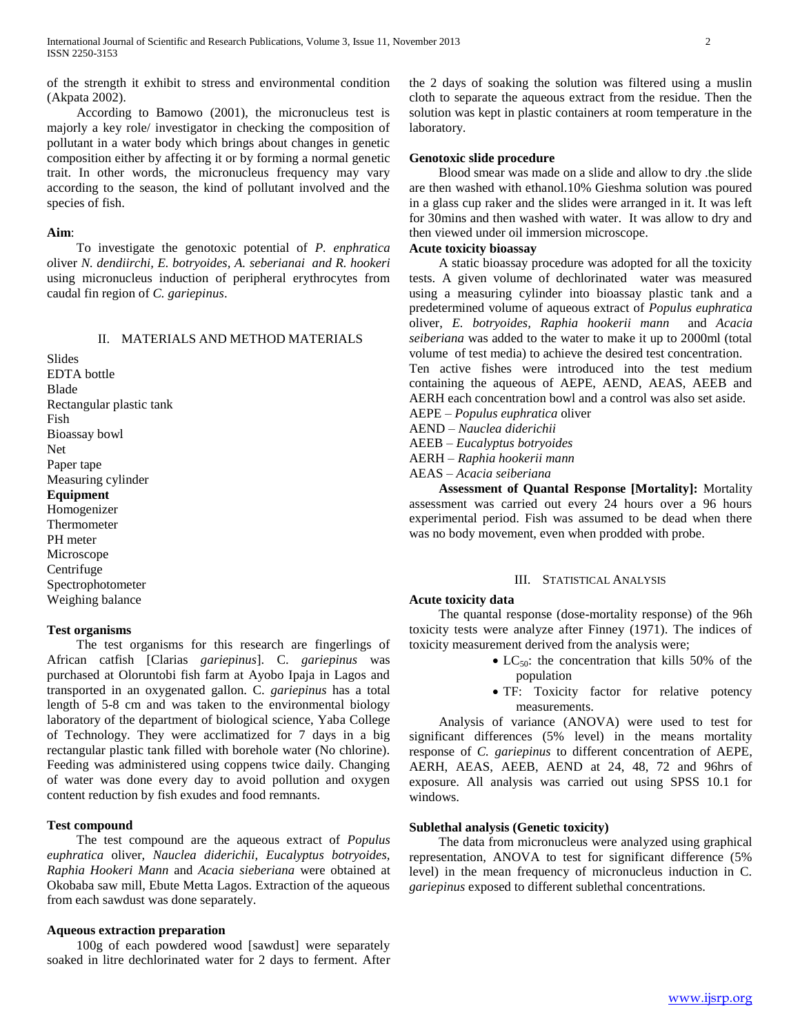of the strength it exhibit to stress and environmental condition (Akpata 2002).

According to Bamowo (2001), the micronucleus test is majorly a key role/ investigator in checking the composition of pollutant in a water body which brings about changes in genetic composition either by affecting it or by forming a normal genetic trait. In other words, the micronucleus frequency may vary according to the season, the kind of pollutant involved and the species of fish.

**Aim**:

To investigate the genotoxic potential of *P. enphratica o*liver *N. dendiirchi, E. botryoides, A. seberianai and R. hookeri* using micronucleus induction of peripheral erythrocytes from caudal fin region of *C. gariepinus*.

## II. Materials and Method Materials

Slides
EDTA bottle
Blade
Rectangular plastic tank
Fish
Bioassay bowl
Net
Paper tape
Measuring cylinder

**Equipment**

Homogenizer
Thermometer
PH meter
Microscope
Centrifuge
Spectrophotometer
Weighing balance

**Test organisms**

The test organisms for this research are fingerlings of African catfish [Clarias *gariepinus*]. C. *gariepinus* was purchased at Oloruntobi fish farm at Ayobo Ipaja in Lagos and transported in an oxygenated gallon. C. *gariepinus* has a total length of 5-8 cm and was taken to the environmental biology laboratory of the department of biological science, Yaba College of Technology. They were acclimatized for 7 days in a big rectangular plastic tank filled with borehole water (No chlorine). Feeding was administered using coppens twice daily. Changing of water was done every day to avoid pollution and oxygen content reduction by fish exudes and food remnants.

**Test compound**

The test compound are the aqueous extract of *Populus euphratica* oliver, *Nauclea diderichii, Eucalyptus botryoides, Raphia Hookeri Mann* and *Acacia sieberiana* were obtained at Okobaba saw mill, Ebute Metta Lagos. Extraction of the aqueous from each sawdust was done separately.

**Aqueous extraction preparation**

100g of each powdered wood [sawdust] were separately soaked in litre dechlorinated water for 2 days to ferment. After the 2 days of soaking the solution was filtered using a muslin cloth to separate the aqueous extract from the residue. Then the solution was kept in plastic containers at room temperature in the laboratory.

**Genotoxic slide procedure**

Blood smear was made on a slide and allow to dry .the slide are then washed with ethanol.10% Gieshma solution was poured in a glass cup raker and the slides were arranged in it. It was left for 30mins and then washed with water. It was allow to dry and then viewed under oil immersion microscope.

**Acute toxicity bioassay**

A static bioassay procedure was adopted for all the toxicity tests. A given volume of dechlorinated water was measured using a measuring cylinder into bioassay plastic tank and a predetermined volume of aqueous extract of *Populus euphratica* oliver, *E. botryoides*, *Raphia hookerii mann* and *Acacia seiberiana* was added to the water to make it up to 2000ml (total volume of test media) to achieve the desired test concentration.
Ten active fishes were introduced into the test medium containing the aqueous of AEPE, AEND, AEAS, AEEB and AERH each concentration bowl and a control was also set aside.
AEPE – *Populus euphratica* oliver
AEND – *Nauclea diderichii*
AEEB – *Eucalyptus botryoides*
AERH – *Raphia hookerii mann*
AEAS – *Acacia seiberiana*

**Assessment of Quantal Response [Mortality]:** Mortality assessment was carried out every 24 hours over a 96 hours experimental period. Fish was assumed to be dead when there was no body movement, even when prodded with probe.

## III. Statistical Analysis

**Acute toxicity data**

The quantal response (dose-mortality response) of the 96h toxicity tests were analyze after Finney (1971). The indices of toxicity measurement derived from the analysis were;

- $LC_{50}$: the concentration that kills 50% of the population
- TF: Toxicity factor for relative potency measurements.

Analysis of variance (ANOVA) were used to test for significant differences (5% level) in the means mortality response of *C. gariepinus* to different concentration of AEPE, AERH, AEAS, AEEB, AEND at 24, 48, 72 and 96hrs of exposure. All analysis was carried out using SPSS 10.1 for windows.

**Sublethal analysis (Genetic toxicity)**

The data from micronucleus were analyzed using graphical representation, ANOVA to test for significant difference (5% level) in the mean frequency of micronucleus induction in C. *gariepinus* exposed to different sublethal concentrations.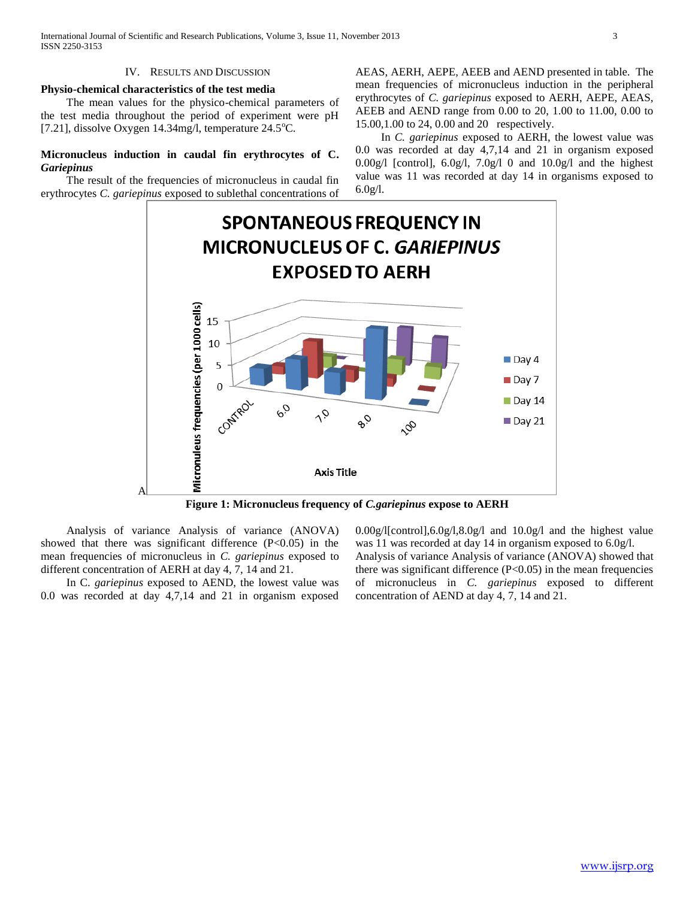## IV. Results and Discussion

### Physio-chemical characteristics of the test media

The mean values for the physico-chemical parameters of the test media throughout the period of experiment were pH [7.21], dissolve Oxygen 14.34mg/l, temperature 24.5°C.

### Micronucleus induction in caudal fin erythrocytes of C. *Gariepinus*

The result of the frequencies of micronucleus in caudal fin erythrocytes *C. gariepinus* exposed to sublethal concentrations of AEAS, AERH, AEPE, AEEB and AEND presented in table. The mean frequencies of micronucleus induction in the peripheral erythrocytes of *C. gariepinus* exposed to AERH, AEPE, AEAS, AEEB and AEND range from 0.00 to 20, 1.00 to 11.00, 0.00 to 15.00,1.00 to 24, 0.00 and 20 respectively.

In *C. gariepinus* exposed to AERH, the lowest value was 0.0 was recorded at day 4,7,14 and 21 in organism exposed 0.00g/l [control], 6.0g/l, 7.0g/l 0 and 10.0g/l and the highest value was 11 was recorded at day 14 in organisms exposed to 6.0g/l.

A

**Figure 1: Micronucleus frequency of *C.gariepinus* expose to AERH**

Analysis of variance Analysis of variance (ANOVA) showed that there was significant difference (P<0.05) in the mean frequencies of micronucleus in *C. gariepinus* exposed to different concentration of AERH at day 4, 7, 14 and 21.

In C. *gariepinus* exposed to AEND, the lowest value was 0.0 was recorded at day 4,7,14 and 21 in organism exposed 0.00g/l[control],6.0g/l,8.0g/l and 10.0g/l and the highest value was 11 was recorded at day 14 in organism exposed to 6.0g/l. Analysis of variance Analysis of variance (ANOVA) showed that there was significant difference (P<0.05) in the mean frequencies of micronucleus in *C. gariepinus* exposed to different concentration of AEND at day 4, 7, 14 and 21.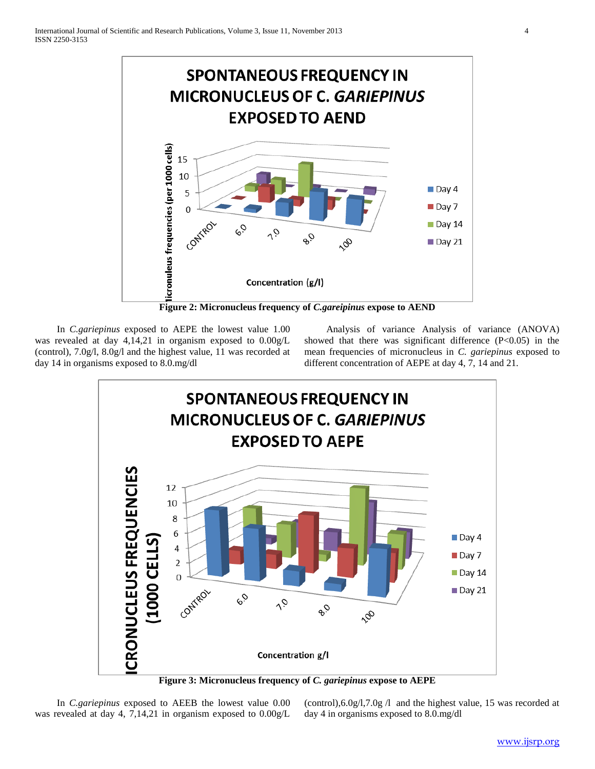**Figure 2: Micronucleus frequency of *C.gareipinus* expose to AEND**

In *C.gariepinus* exposed to AEPE the lowest value 1.00 was revealed at day 4,14,21 in organism exposed to 0.00g/L (control), 7.0g/l, 8.0g/l and the highest value, 11 was recorded at day 14 in organisms exposed to 8.0.mg/dl

Analysis of variance Analysis of variance (ANOVA) showed that there was significant difference (P<0.05) in the mean frequencies of micronucleus in *C. gariepinus* exposed to different concentration of AEPE at day 4, 7, 14 and 21.

**Figure 3: Micronucleus frequency of *C. gariepinus* expose to AEPE**

In *C.gariepinus* exposed to AEEB the lowest value 0.00 was revealed at day 4, 7,14,21 in organism exposed to 0.00g/L (control),6.0g/l,7.0g /l and the highest value, 15 was recorded at day 4 in organisms exposed to 8.0.mg/dl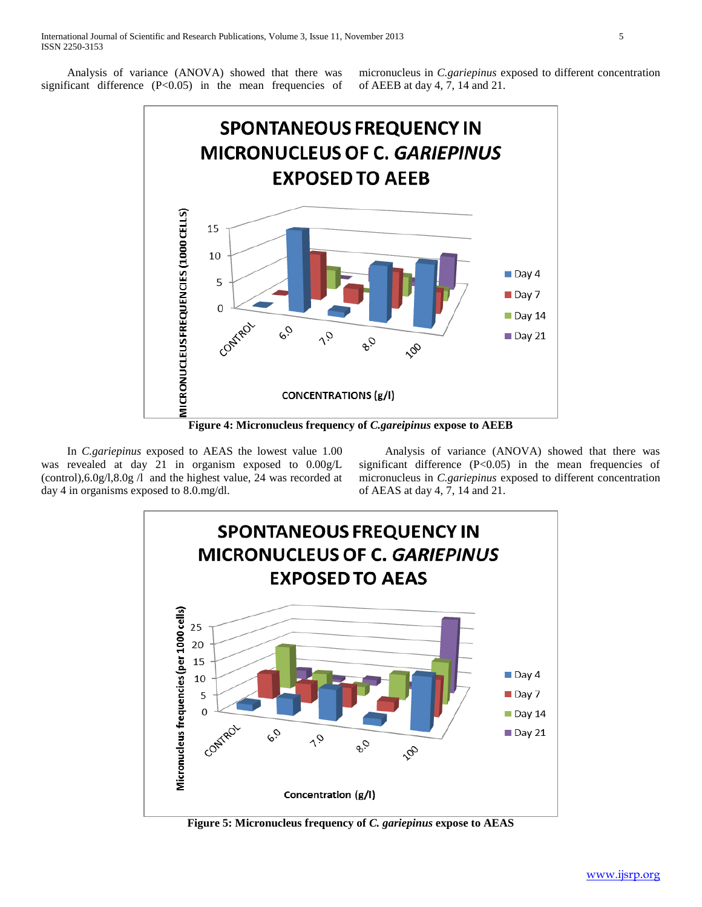Analysis of variance (ANOVA) showed that there was significant difference ($P<0.05$) in the mean frequencies of micronucleus in *C.gariepinus* exposed to different concentration of AEEB at day 4, 7, 14 and 21.

**Figure 4: Micronucleus frequency of *C.gareipinus* expose to AEEB**

In *C.gariepinus* exposed to AEAS the lowest value 1.00 was revealed at day 21 in organism exposed to 0.00g/L (control),6.0g/l,8.0g /l and the highest value, 24 was recorded at day 4 in organisms exposed to 8.0.mg/dl.

Analysis of variance (ANOVA) showed that there was significant difference ($P<0.05$) in the mean frequencies of micronucleus in *C.gariepinus* exposed to different concentration of AEAS at day 4, 7, 14 and 21.

**Figure 5: Micronucleus frequency of *C. gariepinus* expose to AEAS**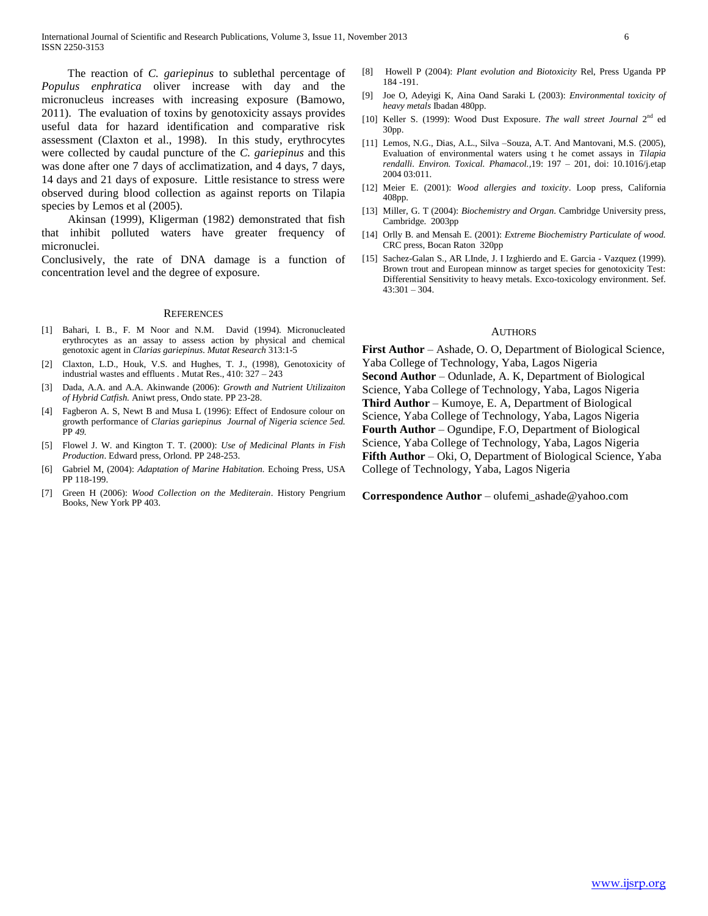The reaction of *C. gariepinus* to sublethal percentage of *Populus enphratica* oliver increase with day and the micronucleus increases with increasing exposure (Bamowo, 2011). The evaluation of toxins by genotoxicity assays provides useful data for hazard identification and comparative risk assessment (Claxton et al., 1998). In this study, erythrocytes were collected by caudal puncture of the *C. gariepinus* and this was done after one 7 days of acclimatization, and 4 days, 7 days, 14 days and 21 days of exposure. Little resistance to stress were observed during blood collection as against reports on Tilapia species by Lemos et al (2005).

Akinsan (1999), Kligerman (1982) demonstrated that fish that inhibit polluted waters have greater frequency of micronuclei.

Conclusively, the rate of DNA damage is a function of concentration level and the degree of exposure.

## REFERENCES

[1] Bahari, I. B., F. M Noor and N.M. David (1994). Micronucleated erythrocytes as an assay to assess action by physical and chemical genotoxic agent in *Clarias gariepinus*. *Mutat Research* 313:1-5

[2] Claxton, L.D., Houk, V.S. and Hughes, T. J., (1998), Genotoxicity of industrial wastes and effluents . Mutat Res., 410: 327 – 243

[3] Dada, A.A. and A.A. Akinwande (2006): *Growth and Nutrient Utilizaiton of Hybrid Catfish.* Aniwt press, Ondo state. PP 23-28.

[4] Fagberon A. S, Newt B and Musa L (1996): Effect of Endosure colour on growth performance of *Clarias gariepinus Journal of Nigeria science 5ed.* PP *49.*

[5] Flowel J. W. and Kington T. T. (2000): *Use of Medicinal Plants in Fish Production*. Edward press, Orlond. PP 248-253.

[6] Gabriel M, (2004): *Adaptation of Marine Habitation.* Echoing Press, USA PP 118-199.

[7] Green H (2006): *Wood Collection on the Mediterain*. History Pengrium Books, New York PP 403.

[8] Howell P (2004): *Plant evolution and Biotoxicity* Rel, Press Uganda PP 184 -191.

[9] Joe O, Adeyigi K, Aina Oand Saraki L (2003): *Environmental toxicity of heavy metals* Ibadan 480pp.

[10] Keller S. (1999): Wood Dust Exposure. *The wall street Journal* 2nd ed 30pp.

[11] Lemos, N.G., Dias, A.L., Silva –Souza, A.T. And Mantovani, M.S. (2005), Evaluation of environmental waters using t he comet assays in *Tilapia rendalli. Environ. Toxical. Phamacol.*,19: 197 – 201, doi: 10.1016/j.etap 2004 03:011.

[12] Meier E. (2001): *Wood allergies and toxicity*. Loop press, California 408pp.

[13] Miller, G. T (2004): *Biochemistry and Organ*. Cambridge University press, Cambridge. 2003pp

[14] Orlly B. and Mensah E. (2001): *Extreme Biochemistry Particulate of wood.* CRC press, Bocan Raton 320pp

[15] Sachez-Galan S., AR LInde, J. I Izghierdo and E. Garcia - Vazquez (1999). Brown trout and European minnow as target species for genotoxicity Test: Differential Sensitivity to heavy metals. Exco-toxicology environment. Sef. 43:301 – 304.

## AUTHORS

**First Author** – Ashade, O. O, Department of Biological Science, Yaba College of Technology, Yaba, Lagos Nigeria

**Second Author** – Odunlade, A. K, Department of Biological Science, Yaba College of Technology, Yaba, Lagos Nigeria

**Third Author** – Kumoye, E. A, Department of Biological Science, Yaba College of Technology, Yaba, Lagos Nigeria

**Fourth Author** – Ogundipe, F.O, Department of Biological Science, Yaba College of Technology, Yaba, Lagos Nigeria

**Fifth Author** – Oki, O, Department of Biological Science, Yaba College of Technology, Yaba, Lagos Nigeria

**Correspondence Author** – olufemi_ashade@yahoo.com